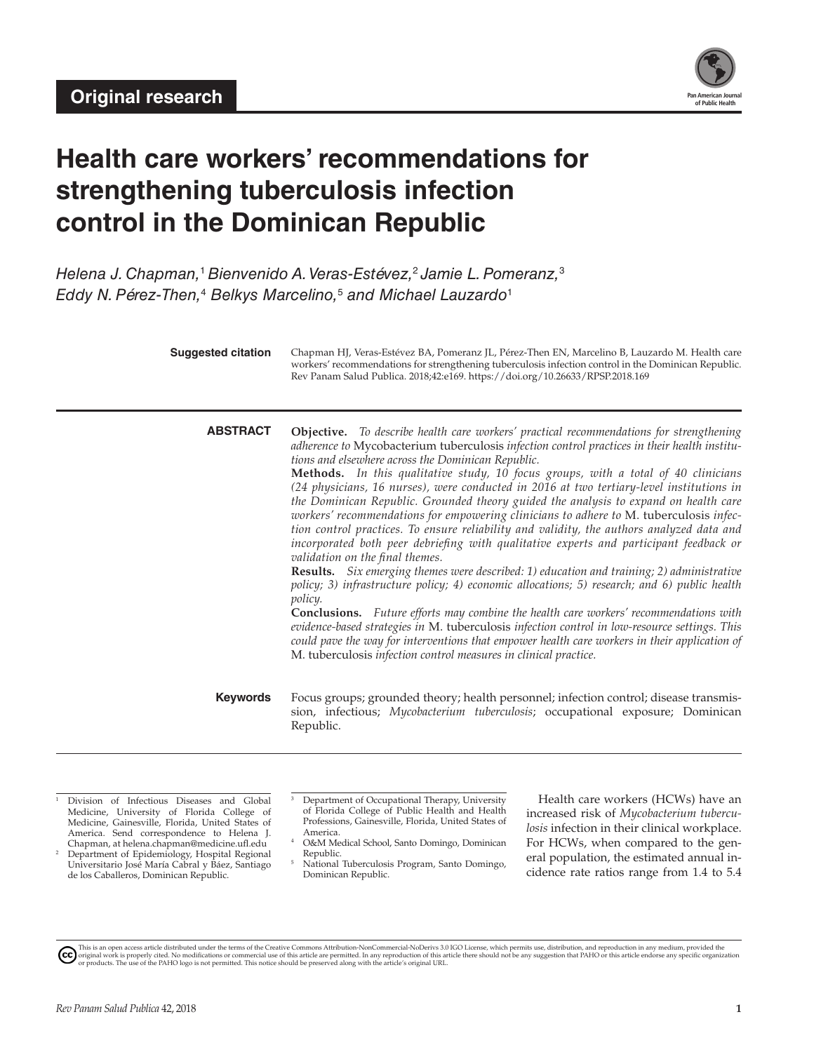Original research

# Health care workers' recommendations for strengthening tuberculosis infection control in the Dominican Republic

*Helena J. Chapman,*[1] *Bienvenido A. Veras-Estévez,*[2] *Jamie L. Pomeranz,*[3] *Eddy N. Pérez-Then,*[4] *Belkys Marcelino,*[5] *and Michael Lauzardo*[1]

**Suggested citation** Chapman HJ, Veras-Estévez BA, Pomeranz JL, Pérez-Then EN, Marcelino B, Lauzardo M. Health care workers' recommendations for strengthening tuberculosis infection control in the Dominican Republic. Rev Panam Salud Publica. 2018;42:e169. https://doi.org/10.26633/RPSP.2018.169

**ABSTRACT**

**Objective.** *To describe health care workers' practical recommendations for strengthening adherence to* Mycobacterium tuberculosis *infection control practices in their health institutions and elsewhere across the Dominican Republic.*

**Methods.** *In this qualitative study, 10 focus groups, with a total of 40 clinicians (24 physicians, 16 nurses), were conducted in 2016 at two tertiary-level institutions in the Dominican Republic. Grounded theory guided the analysis to expand on health care workers' recommendations for empowering clinicians to adhere to* M. tuberculosis *infection control practices. To ensure reliability and validity, the authors analyzed data and incorporated both peer debriefing with qualitative experts and participant feedback or validation on the final themes.*

**Results.** *Six emerging themes were described: 1) education and training; 2) administrative policy; 3) infrastructure policy; 4) economic allocations; 5) research; and 6) public health policy.*

**Conclusions.** *Future efforts may combine the health care workers' recommendations with evidence-based strategies in* M. tuberculosis *infection control in low-resource settings. This could pave the way for interventions that empower health care workers in their application of* M. tuberculosis *infection control measures in clinical practice.*

**Keywords** Focus groups; grounded theory; health personnel; infection control; disease transmission, infectious; *Mycobacterium tuberculosis*; occupational exposure; Dominican Republic.

---

[1] Division of Infectious Diseases and Global Medicine, University of Florida College of Medicine, Gainesville, Florida, United States of America. Send correspondence to Helena J. Chapman, at helena.chapman@medicine.ufl.edu

[2] Department of Epidemiology, Hospital Regional Universitario José María Cabral y Báez, Santiago de los Caballeros, Dominican Republic.

[3] Department of Occupational Therapy, University of Florida College of Public Health and Health Professions, Gainesville, Florida, United States of America.

[4] O&M Medical School, Santo Domingo, Dominican Republic.

[5] National Tuberculosis Program, Santo Domingo, Dominican Republic.

Health care workers (HCWs) have an increased risk of *Mycobacterium tuberculosis* infection in their clinical workplace. For HCWs, when compared to the general population, the estimated annual incidence rate ratios range from 1.4 to 5.4

This is an open access article distributed under the terms of the Creative Commons Attribution-NonCommercial-NoDerivs 3.0 IGO License, which permits use, distribution, and reproduction in any medium, provided the original work is properly cited. No modifications or commercial use of this article are permitted. In any reproduction of this article there should not be any suggestion that PAHO or this article endorse any specific organization or products. The use of the PAHO logo is not permitted. This notice should be preserved along with the article's original URL.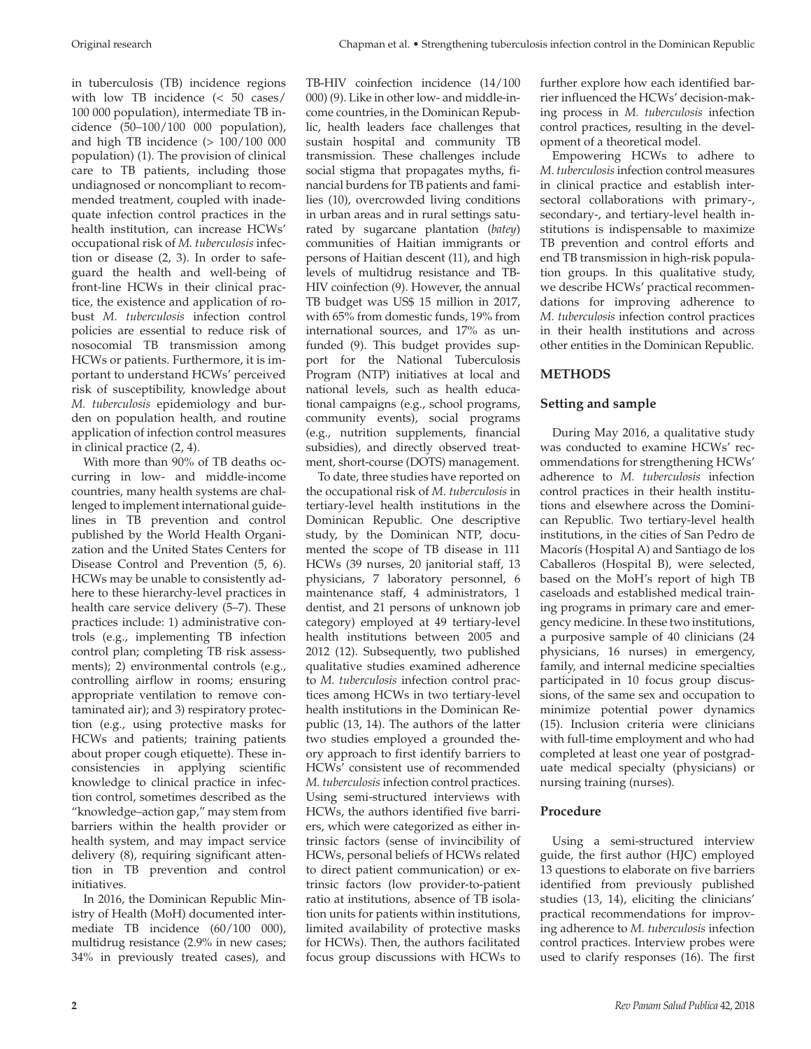in tuberculosis (TB) incidence regions with low TB incidence (< 50 cases/ 100 000 population), intermediate TB incidence (50–100/100 000 population), and high TB incidence (> 100/100 000 population) (1). The provision of clinical care to TB patients, including those undiagnosed or noncompliant to recommended treatment, coupled with inadequate infection control practices in the health institution, can increase HCWs' occupational risk of *M. tuberculosis* infection or disease (2, 3). In order to safeguard the health and well-being of front-line HCWs in their clinical practice, the existence and application of robust *M. tuberculosis* infection control policies are essential to reduce risk of nosocomial TB transmission among HCWs or patients. Furthermore, it is important to understand HCWs' perceived risk of susceptibility, knowledge about *M. tuberculosis* epidemiology and burden on population health, and routine application of infection control measures in clinical practice (2, 4).

With more than 90% of TB deaths occurring in low- and middle-income countries, many health systems are challenged to implement international guidelines in TB prevention and control published by the World Health Organization and the United States Centers for Disease Control and Prevention (5, 6). HCWs may be unable to consistently adhere to these hierarchy-level practices in health care service delivery (5–7). These practices include: 1) administrative controls (e.g., implementing TB infection control plan; completing TB risk assessments); 2) environmental controls (e.g., controlling airflow in rooms; ensuring appropriate ventilation to remove contaminated air); and 3) respiratory protection (e.g., using protective masks for HCWs and patients; training patients about proper cough etiquette). These inconsistencies in applying scientific knowledge to clinical practice in infection control, sometimes described as the "knowledge–action gap," may stem from barriers within the health provider or health system, and may impact service delivery (8), requiring significant attention in TB prevention and control initiatives.

In 2016, the Dominican Republic Ministry of Health (MoH) documented intermediate TB incidence (60/100 000), multidrug resistance (2.9% in new cases; 34% in previously treated cases), and TB-HIV coinfection incidence (14/100 000) (9). Like in other low- and middle-income countries, in the Dominican Republic, health leaders face challenges that sustain hospital and community TB transmission. These challenges include social stigma that propagates myths, financial burdens for TB patients and families (10), overcrowded living conditions in urban areas and in rural settings saturated by sugarcane plantation (*batey*) communities of Haitian immigrants or persons of Haitian descent (11), and high levels of multidrug resistance and TB-HIV coinfection (9). However, the annual TB budget was US$ 15 million in 2017, with 65% from domestic funds, 19% from international sources, and 17% as unfunded (9). This budget provides support for the National Tuberculosis Program (NTP) initiatives at local and national levels, such as health educational campaigns (e.g., school programs, community events), social programs (e.g., nutrition supplements, financial subsidies), and directly observed treatment, short-course (DOTS) management.

To date, three studies have reported on the occupational risk of *M. tuberculosis* in tertiary-level health institutions in the Dominican Republic. One descriptive study, by the Dominican NTP, documented the scope of TB disease in 111 HCWs (39 nurses, 20 janitorial staff, 13 physicians, 7 laboratory personnel, 6 maintenance staff, 4 administrators, 1 dentist, and 21 persons of unknown job category) employed at 49 tertiary-level health institutions between 2005 and 2012 (12). Subsequently, two published qualitative studies examined adherence to *M. tuberculosis* infection control practices among HCWs in two tertiary-level health institutions in the Dominican Republic (13, 14). The authors of the latter two studies employed a grounded theory approach to first identify barriers to HCWs' consistent use of recommended *M. tuberculosis* infection control practices. Using semi-structured interviews with HCWs, the authors identified five barriers, which were categorized as either intrinsic factors (sense of invincibility of HCWs, personal beliefs of HCWs related to direct patient communication) or extrinsic factors (low provider-to-patient ratio at institutions, absence of TB isolation units for patients within institutions, limited availability of protective masks for HCWs). Then, the authors facilitated focus group discussions with HCWs to further explore how each identified barrier influenced the HCWs' decision-making process in *M. tuberculosis* infection control practices, resulting in the development of a theoretical model.

Empowering HCWs to adhere to *M. tuberculosis* infection control measures in clinical practice and establish intersectoral collaborations with primary-, secondary-, and tertiary-level health institutions is indispensable to maximize TB prevention and control efforts and end TB transmission in high-risk population groups. In this qualitative study, we describe HCWs' practical recommendations for improving adherence to *M. tuberculosis* infection control practices in their health institutions and across other entities in the Dominican Republic.

## METHODS

### Setting and sample

During May 2016, a qualitative study was conducted to examine HCWs' recommendations for strengthening HCWs' adherence to *M. tuberculosis* infection control practices in their health institutions and elsewhere across the Dominican Republic. Two tertiary-level health institutions, in the cities of San Pedro de Macorís (Hospital A) and Santiago de los Caballeros (Hospital B), were selected, based on the MoH's report of high TB caseloads and established medical training programs in primary care and emergency medicine. In these two institutions, a purposive sample of 40 clinicians (24 physicians, 16 nurses) in emergency, family, and internal medicine specialties participated in 10 focus group discussions, of the same sex and occupation to minimize potential power dynamics (15). Inclusion criteria were clinicians with full-time employment and who had completed at least one year of postgraduate medical specialty (physicians) or nursing training (nurses).

### Procedure

Using a semi-structured interview guide, the first author (HJC) employed 13 questions to elaborate on five barriers identified from previously published studies (13, 14), eliciting the clinicians' practical recommendations for improving adherence to *M. tuberculosis* infection control practices. Interview probes were used to clarify responses (16). The first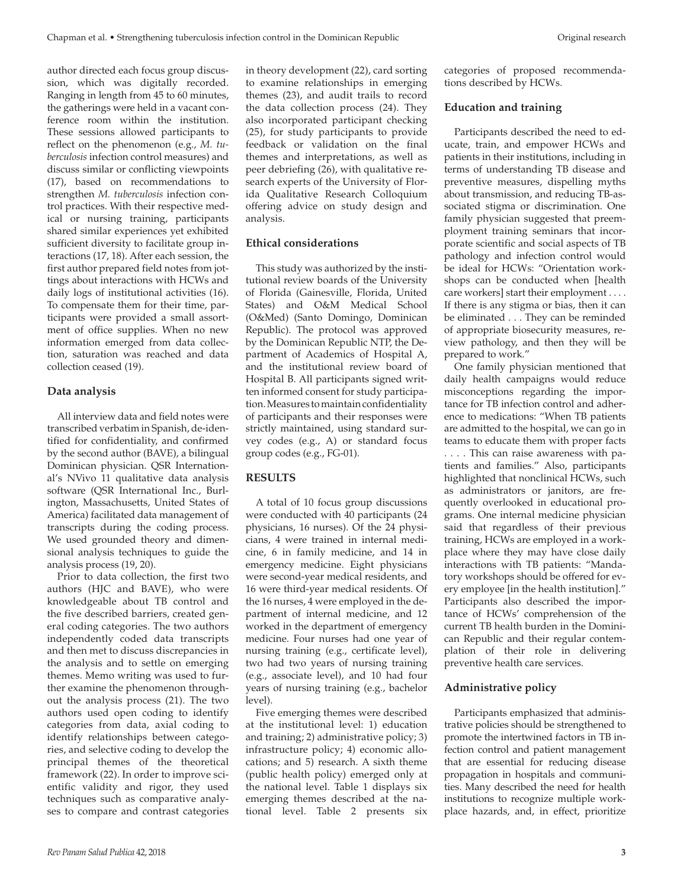author directed each focus group discussion, which was digitally recorded. Ranging in length from 45 to 60 minutes, the gatherings were held in a vacant conference room within the institution. These sessions allowed participants to reflect on the phenomenon (e.g., *M. tuberculosis* infection control measures) and discuss similar or conflicting viewpoints (17), based on recommendations to strengthen *M. tuberculosis* infection control practices. With their respective medical or nursing training, participants shared similar experiences yet exhibited sufficient diversity to facilitate group interactions (17, 18). After each session, the first author prepared field notes from jottings about interactions with HCWs and daily logs of institutional activities (16). To compensate them for their time, participants were provided a small assortment of office supplies. When no new information emerged from data collection, saturation was reached and data collection ceased (19).

### Data analysis

All interview data and field notes were transcribed verbatim in Spanish, de-identified for confidentiality, and confirmed by the second author (BAVE), a bilingual Dominican physician. QSR International's NVivo 11 qualitative data analysis software (QSR International Inc., Burlington, Massachusetts, United States of America) facilitated data management of transcripts during the coding process. We used grounded theory and dimensional analysis techniques to guide the analysis process (19, 20).

Prior to data collection, the first two authors (HJC and BAVE), who were knowledgeable about TB control and the five described barriers, created general coding categories. The two authors independently coded data transcripts and then met to discuss discrepancies in the analysis and to settle on emerging themes. Memo writing was used to further examine the phenomenon throughout the analysis process (21). The two authors used open coding to identify categories from data, axial coding to identify relationships between categories, and selective coding to develop the principal themes of the theoretical framework (22). In order to improve scientific validity and rigor, they used techniques such as comparative analyses to compare and contrast categories in theory development (22), card sorting to examine relationships in emerging themes (23), and audit trails to record the data collection process (24). They also incorporated participant checking (25), for study participants to provide feedback or validation on the final themes and interpretations, as well as peer debriefing (26), with qualitative research experts of the University of Florida Qualitative Research Colloquium offering advice on study design and analysis.

### Ethical considerations

This study was authorized by the institutional review boards of the University of Florida (Gainesville, Florida, United States) and O&M Medical School (O&Med) (Santo Domingo, Dominican Republic). The protocol was approved by the Dominican Republic NTP, the Department of Academics of Hospital A, and the institutional review board of Hospital B. All participants signed written informed consent for study participation. Measures to maintain confidentiality of participants and their responses were strictly maintained, using standard survey codes (e.g., A) or standard focus group codes (e.g., FG-01).

## RESULTS

A total of 10 focus group discussions were conducted with 40 participants (24 physicians, 16 nurses). Of the 24 physicians, 4 were trained in internal medicine, 6 in family medicine, and 14 in emergency medicine. Eight physicians were second-year medical residents, and 16 were third-year medical residents. Of the 16 nurses, 4 were employed in the department of internal medicine, and 12 worked in the department of emergency medicine. Four nurses had one year of nursing training (e.g., certificate level), two had two years of nursing training (e.g., associate level), and 10 had four years of nursing training (e.g., bachelor level).

Five emerging themes were described at the institutional level: 1) education and training; 2) administrative policy; 3) infrastructure policy; 4) economic allocations; and 5) research. A sixth theme (public health policy) emerged only at the national level. Table 1 displays six emerging themes described at the national level. Table 2 presents six categories of proposed recommendations described by HCWs.

### Education and training

Participants described the need to educate, train, and empower HCWs and patients in their institutions, including in terms of understanding TB disease and preventive measures, dispelling myths about transmission, and reducing TB-associated stigma or discrimination. One family physician suggested that preemployment training seminars that incorporate scientific and social aspects of TB pathology and infection control would be ideal for HCWs: "Orientation workshops can be conducted when [health care workers] start their employment . . . . If there is any stigma or bias, then it can be eliminated . . . They can be reminded of appropriate biosecurity measures, review pathology, and then they will be prepared to work."

One family physician mentioned that daily health campaigns would reduce misconceptions regarding the importance for TB infection control and adherence to medications: "When TB patients are admitted to the hospital, we can go in teams to educate them with proper facts . . . . This can raise awareness with patients and families." Also, participants highlighted that nonclinical HCWs, such as administrators or janitors, are frequently overlooked in educational programs. One internal medicine physician said that regardless of their previous training, HCWs are employed in a workplace where they may have close daily interactions with TB patients: "Mandatory workshops should be offered for every employee [in the health institution]." Participants also described the importance of HCWs' comprehension of the current TB health burden in the Dominican Republic and their regular contemplation of their role in delivering preventive health care services.

### Administrative policy

Participants emphasized that administrative policies should be strengthened to promote the intertwined factors in TB infection control and patient management that are essential for reducing disease propagation in hospitals and communities. Many described the need for health institutions to recognize multiple workplace hazards, and, in effect, prioritize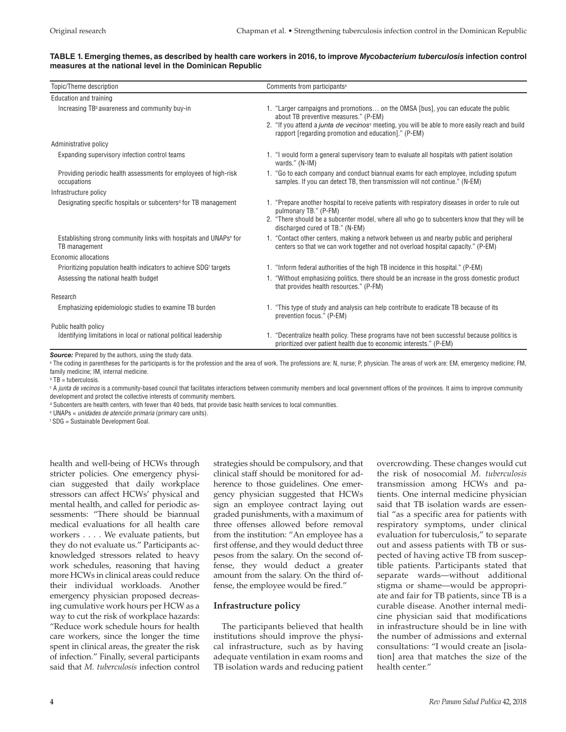**TABLE 1. Emerging themes, as described by health care workers in 2016, to improve *Mycobacterium tuberculosis* infection control measures at the national level in the Dominican Republic**

| Topic/Theme description | Comments from participants[a] |
|---|---|
| Education and training | |
| Increasing TB[b] awareness and community buy-in | 1. "Larger campaigns and promotions… on the OMSA [bus], you can educate the public about TB preventive measures." (P-EM) 2. "If you attend a *junta de vecinos*[c] meeting, you will be able to more easily reach and build rapport [regarding promotion and education]." (P-EM) |
| Administrative policy | |
| Expanding supervisory infection control teams | 1. "I would form a general supervisory team to evaluate all hospitals with patient isolation wards." (N-IM) |
| Providing periodic health assessments for employees of high-risk occupations | 1. "Go to each company and conduct biannual exams for each employee, including sputum samples. If you can detect TB, then transmission will not continue." (N-EM) |
| Infrastructure policy | |
| Designating specific hospitals or subcenters[d] for TB management | 1. "Prepare another hospital to receive patients with respiratory diseases in order to rule out pulmonary TB." (P-FM) 2. "There should be a subcenter model, where all who go to subcenters know that they will be discharged cured of TB." (N-EM) |
| Establishing strong community links with hospitals and UNAPs[e] for TB management | 1. "Contact other centers, making a network between us and nearby public and peripheral centers so that we can work together and not overload hospital capacity." (P-EM) |
| Economic allocations | |
| Prioritizing population health indicators to achieve SDG[f] targets | 1. "Inform federal authorities of the high TB incidence in this hospital." (P-EM) |
| Assessing the national health budget | 1. "Without emphasizing politics, there should be an increase in the gross domestic product that provides health resources." (P-FM) |
| Research | |
| Emphasizing epidemiologic studies to examine TB burden | 1. "This type of study and analysis can help contribute to eradicate TB because of its prevention focus." (P-EM) |
| Public health policy | |
| Identifying limitations in local or national political leadership | 1. "Decentralize health policy. These programs have not been successful because politics is prioritized over patient health due to economic interests." (P-EM) |

***Source:*** Prepared by the authors, using the study data.

[a] The coding in parentheses for the participants is for the profession and the area of work. The professions are: N, nurse; P, physician. The areas of work are: EM, emergency medicine; FM, family medicine; IM, internal medicine.

[b] TB = tuberculosis.

[c] A *junta de vecinos* is a community-based council that facilitates interactions between community members and local government offices of the provinces. It aims to improve community development and protect the collective interests of community members.

[d] Subcenters are health centers, with fewer than 40 beds, that provide basic health services to local communities.

[e] UNAPs = *unidades de atención primaria* (primary care units).

[f] SDG = Sustainable Development Goal.

health and well-being of HCWs through stricter policies. One emergency physician suggested that daily workplace stressors can affect HCWs' physical and mental health, and called for periodic assessments: "There should be biannual medical evaluations for all health care workers . . . . We evaluate patients, but they do not evaluate us." Participants acknowledged stressors related to heavy work schedules, reasoning that having more HCWs in clinical areas could reduce their individual workloads. Another emergency physician proposed decreasing cumulative work hours per HCW as a way to cut the risk of workplace hazards: "Reduce work schedule hours for health care workers, since the longer the time spent in clinical areas, the greater the risk of infection." Finally, several participants said that *M. tuberculosis* infection control strategies should be compulsory, and that clinical staff should be monitored for adherence to those guidelines. One emergency physician suggested that HCWs sign an employee contract laying out graded punishments, with a maximum of three offenses allowed before removal from the institution: "An employee has a first offense, and they would deduct three pesos from the salary. On the second offense, they would deduct a greater amount from the salary. On the third offense, the employee would be fired."

## Infrastructure policy

The participants believed that health institutions should improve the physical infrastructure, such as by having adequate ventilation in exam rooms and TB isolation wards and reducing patient overcrowding. These changes would cut the risk of nosocomial *M. tuberculosis* transmission among HCWs and patients. One internal medicine physician said that TB isolation wards are essential "as a specific area for patients with respiratory symptoms, under clinical evaluation for tuberculosis," to separate out and assess patients with TB or suspected of having active TB from susceptible patients. Participants stated that separate wards—without additional stigma or shame—would be appropriate and fair for TB patients, since TB is a curable disease. Another internal medicine physician said that modifications in infrastructure should be in line with the number of admissions and external consultations: "I would create an [isolation] area that matches the size of the health center."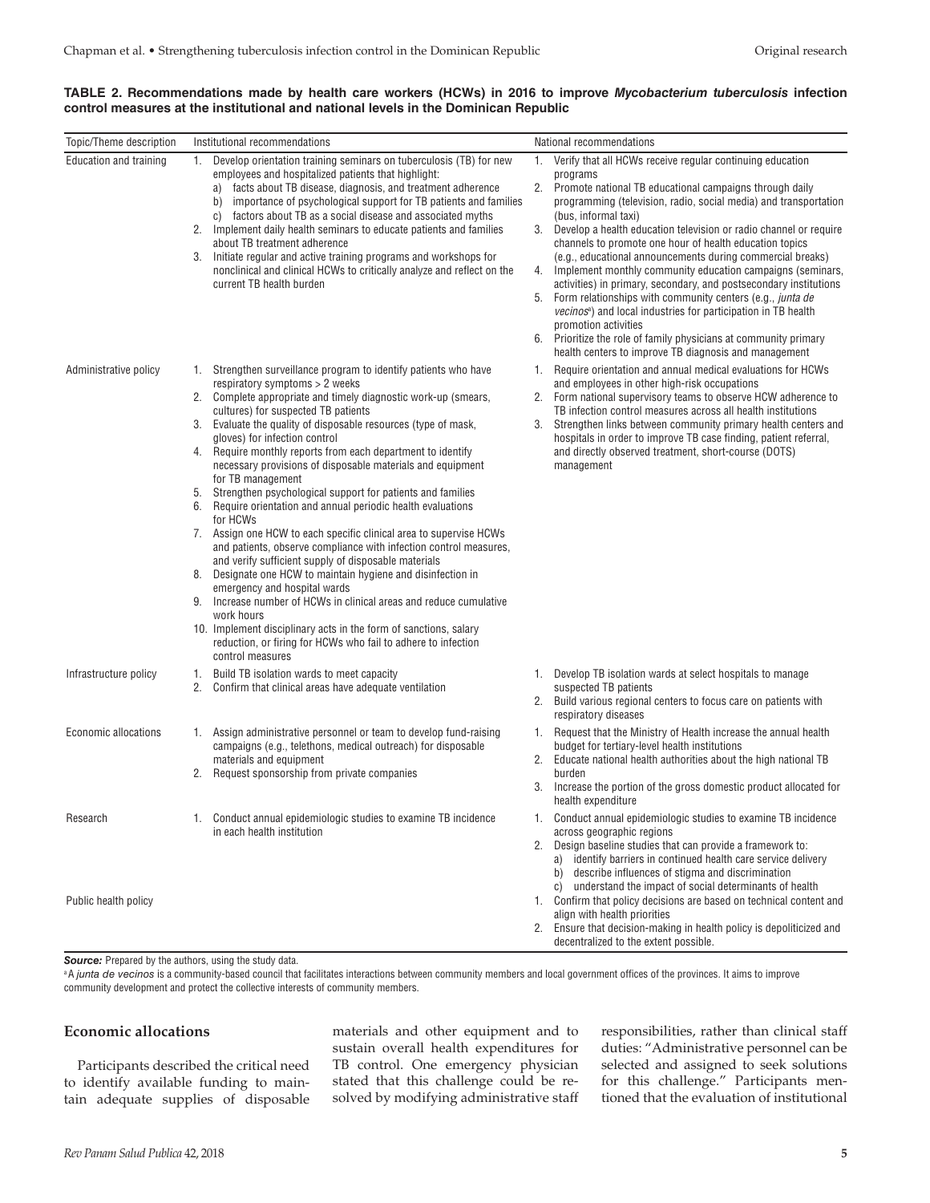**TABLE 2. Recommendations made by health care workers (HCWs) in 2016 to improve *Mycobacterium tuberculosis* infection control measures at the institutional and national levels in the Dominican Republic**

| Topic/Theme description | Institutional recommendations | National recommendations |
|---|---|---|
| Education and training | 1. Develop orientation training seminars on tuberculosis (TB) for new employees and hospitalized patients that highlight: a) facts about TB disease, diagnosis, and treatment adherence b) importance of psychological support for TB patients and families c) factors about TB as a social disease and associated myths<br>2. Implement daily health seminars to educate patients and families about TB treatment adherence<br>3. Initiate regular and active training programs and workshops for nonclinical and clinical HCWs to critically analyze and reflect on the current TB health burden | 1. Verify that all HCWs receive regular continuing education programs<br>2. Promote national TB educational campaigns through daily programming (television, radio, social media) and transportation (bus, informal taxi)<br>3. Develop a health education television or radio channel or require channels to promote one hour of health education topics (e.g., educational announcements during commercial breaks)<br>4. Implement monthly community education campaigns (seminars, activities) in primary, secondary, and postsecondary institutions<br>5. Form relationships with community centers (e.g., *junta de vecinos*[a]) and local industries for participation in TB health promotion activities<br>6. Prioritize the role of family physicians at community primary health centers to improve TB diagnosis and management |
| Administrative policy | 1. Strengthen surveillance program to identify patients who have respiratory symptoms > 2 weeks<br>2. Complete appropriate and timely diagnostic work-up (smears, cultures) for suspected TB patients<br>3. Evaluate the quality of disposable resources (type of mask, gloves) for infection control<br>4. Require monthly reports from each department to identify necessary provisions of disposable materials and equipment for TB management<br>5. Strengthen psychological support for patients and families<br>6. Require orientation and annual periodic health evaluations for HCWs<br>7. Assign one HCW to each specific clinical area to supervise HCWs and patients, observe compliance with infection control measures, and verify sufficient supply of disposable materials<br>8. Designate one HCW to maintain hygiene and disinfection in emergency and hospital wards<br>9. Increase number of HCWs in clinical areas and reduce cumulative work hours<br>10. Implement disciplinary acts in the form of sanctions, salary reduction, or firing for HCWs who fail to adhere to infection control measures | 1. Require orientation and annual medical evaluations for HCWs and employees in other high-risk occupations<br>2. Form national supervisory teams to observe HCW adherence to TB infection control measures across all health institutions<br>3. Strengthen links between community primary health centers and hospitals in order to improve TB case finding, patient referral, and directly observed treatment, short-course (DOTS) management |
| Infrastructure policy | 1. Build TB isolation wards to meet capacity<br>2. Confirm that clinical areas have adequate ventilation | 1. Develop TB isolation wards at select hospitals to manage suspected TB patients<br>2. Build various regional centers to focus care on patients with respiratory diseases |
| Economic allocations | 1. Assign administrative personnel or team to develop fund-raising campaigns (e.g., telethons, medical outreach) for disposable materials and equipment<br>2. Request sponsorship from private companies | 1. Request that the Ministry of Health increase the annual health budget for tertiary-level health institutions<br>2. Educate national health authorities about the high national TB burden<br>3. Increase the portion of the gross domestic product allocated for health expenditure |
| Research | 1. Conduct annual epidemiologic studies to examine TB incidence in each health institution | 1. Conduct annual epidemiologic studies to examine TB incidence across geographic regions<br>2. Design baseline studies that can provide a framework to: a) identify barriers in continued health care service delivery b) describe influences of stigma and discrimination c) understand the impact of social determinants of health |
| Public health policy | | 1. Confirm that policy decisions are based on technical content and align with health priorities<br>2. Ensure that decision-making in health policy is depoliticized and decentralized to the extent possible. |

***Source:*** Prepared by the authors, using the study data.

[a] A *junta de vecinos* is a community-based council that facilitates interactions between community members and local government offices of the provinces. It aims to improve community development and protect the collective interests of community members.

## Economic allocations

Participants described the critical need to identify available funding to maintain adequate supplies of disposable materials and other equipment and to sustain overall health expenditures for TB control. One emergency physician stated that this challenge could be resolved by modifying administrative staff responsibilities, rather than clinical staff duties: "Administrative personnel can be selected and assigned to seek solutions for this challenge." Participants mentioned that the evaluation of institutional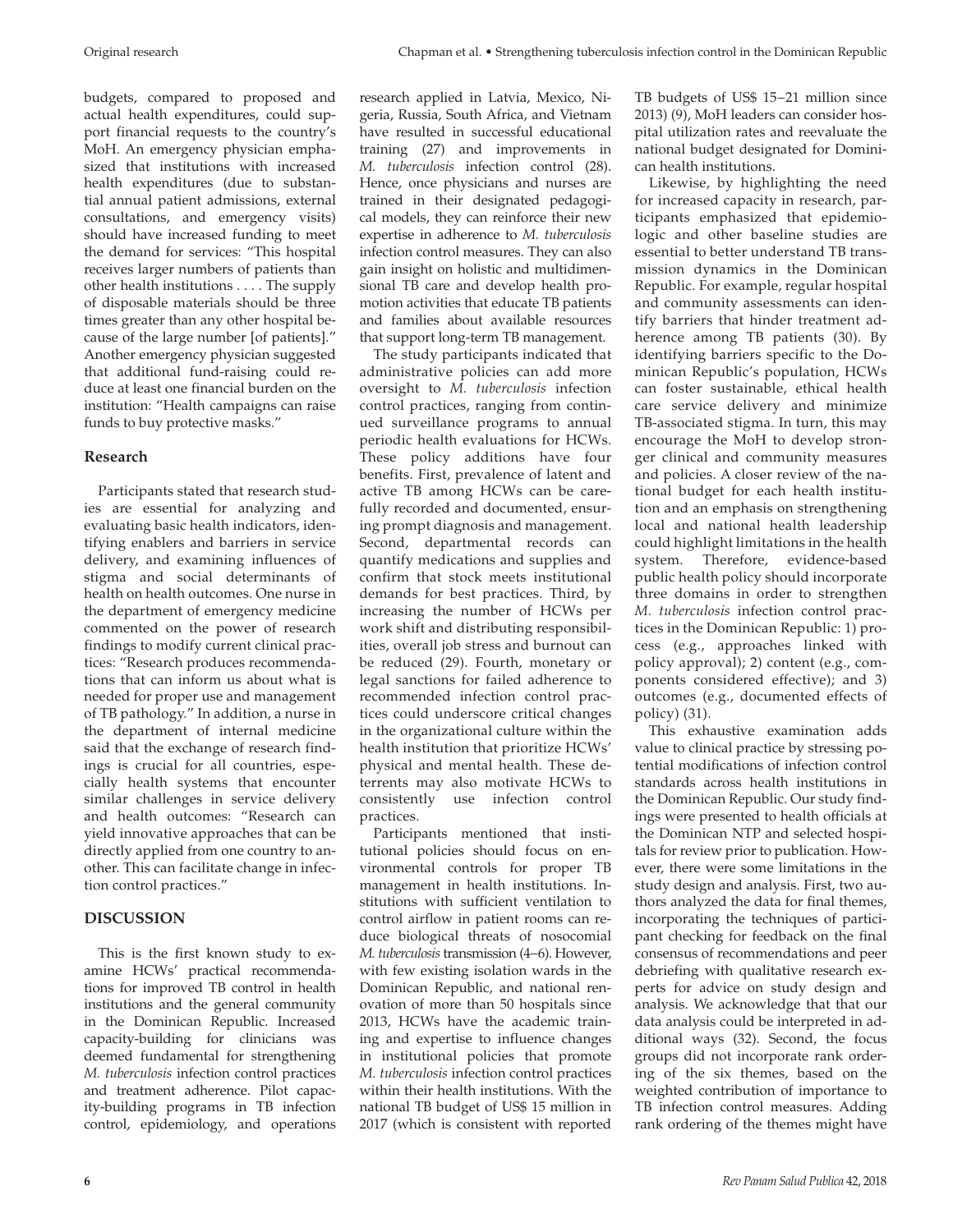budgets, compared to proposed and actual health expenditures, could support financial requests to the country's MoH. An emergency physician emphasized that institutions with increased health expenditures (due to substantial annual patient admissions, external consultations, and emergency visits) should have increased funding to meet the demand for services: "This hospital receives larger numbers of patients than other health institutions . . . . The supply of disposable materials should be three times greater than any other hospital because of the large number [of patients]." Another emergency physician suggested that additional fund-raising could reduce at least one financial burden on the institution: "Health campaigns can raise funds to buy protective masks."

## Research

Participants stated that research studies are essential for analyzing and evaluating basic health indicators, identifying enablers and barriers in service delivery, and examining influences of stigma and social determinants of health on health outcomes. One nurse in the department of emergency medicine commented on the power of research findings to modify current clinical practices: "Research produces recommendations that can inform us about what is needed for proper use and management of TB pathology." In addition, a nurse in the department of internal medicine said that the exchange of research findings is crucial for all countries, especially health systems that encounter similar challenges in service delivery and health outcomes: "Research can yield innovative approaches that can be directly applied from one country to another. This can facilitate change in infection control practices."

## DISCUSSION

This is the first known study to examine HCWs' practical recommendations for improved TB control in health institutions and the general community in the Dominican Republic. Increased capacity-building for clinicians was deemed fundamental for strengthening *M. tuberculosis* infection control practices and treatment adherence. Pilot capacity-building programs in TB infection control, epidemiology, and operations research applied in Latvia, Mexico, Nigeria, Russia, South Africa, and Vietnam have resulted in successful educational training (27) and improvements in *M. tuberculosis* infection control (28). Hence, once physicians and nurses are trained in their designated pedagogical models, they can reinforce their new expertise in adherence to *M. tuberculosis* infection control measures. They can also gain insight on holistic and multidimensional TB care and develop health promotion activities that educate TB patients and families about available resources that support long-term TB management.

The study participants indicated that administrative policies can add more oversight to *M. tuberculosis* infection control practices, ranging from continued surveillance programs to annual periodic health evaluations for HCWs. These policy additions have four benefits. First, prevalence of latent and active TB among HCWs can be carefully recorded and documented, ensuring prompt diagnosis and management. Second, departmental records can quantify medications and supplies and confirm that stock meets institutional demands for best practices. Third, by increasing the number of HCWs per work shift and distributing responsibilities, overall job stress and burnout can be reduced (29). Fourth, monetary or legal sanctions for failed adherence to recommended infection control practices could underscore critical changes in the organizational culture within the health institution that prioritize HCWs' physical and mental health. These deterrents may also motivate HCWs to consistently use infection control practices.

Participants mentioned that institutional policies should focus on environmental controls for proper TB management in health institutions. Institutions with sufficient ventilation to control airflow in patient rooms can reduce biological threats of nosocomial *M. tuberculosis* transmission (4–6). However, with few existing isolation wards in the Dominican Republic, and national renovation of more than 50 hospitals since 2013, HCWs have the academic training and expertise to influence changes in institutional policies that promote *M. tuberculosis* infection control practices within their health institutions. With the national TB budget of US$ 15 million in 2017 (which is consistent with reported TB budgets of US$ 15–21 million since 2013) (9), MoH leaders can consider hospital utilization rates and reevaluate the national budget designated for Dominican health institutions.

Likewise, by highlighting the need for increased capacity in research, participants emphasized that epidemiologic and other baseline studies are essential to better understand TB transmission dynamics in the Dominican Republic. For example, regular hospital and community assessments can identify barriers that hinder treatment adherence among TB patients (30). By identifying barriers specific to the Dominican Republic's population, HCWs can foster sustainable, ethical health care service delivery and minimize TB-associated stigma. In turn, this may encourage the MoH to develop stronger clinical and community measures and policies. A closer review of the national budget for each health institution and an emphasis on strengthening local and national health leadership could highlight limitations in the health system. Therefore, evidence-based public health policy should incorporate three domains in order to strengthen *M. tuberculosis* infection control practices in the Dominican Republic: 1) process (e.g., approaches linked with policy approval); 2) content (e.g., components considered effective); and 3) outcomes (e.g., documented effects of policy) (31).

This exhaustive examination adds value to clinical practice by stressing potential modifications of infection control standards across health institutions in the Dominican Republic. Our study findings were presented to health officials at the Dominican NTP and selected hospitals for review prior to publication. However, there were some limitations in the study design and analysis. First, two authors analyzed the data for final themes, incorporating the techniques of participant checking for feedback on the final consensus of recommendations and peer debriefing with qualitative research experts for advice on study design and analysis. We acknowledge that that our data analysis could be interpreted in additional ways (32). Second, the focus groups did not incorporate rank ordering of the six themes, based on the weighted contribution of importance to TB infection control measures. Adding rank ordering of the themes might have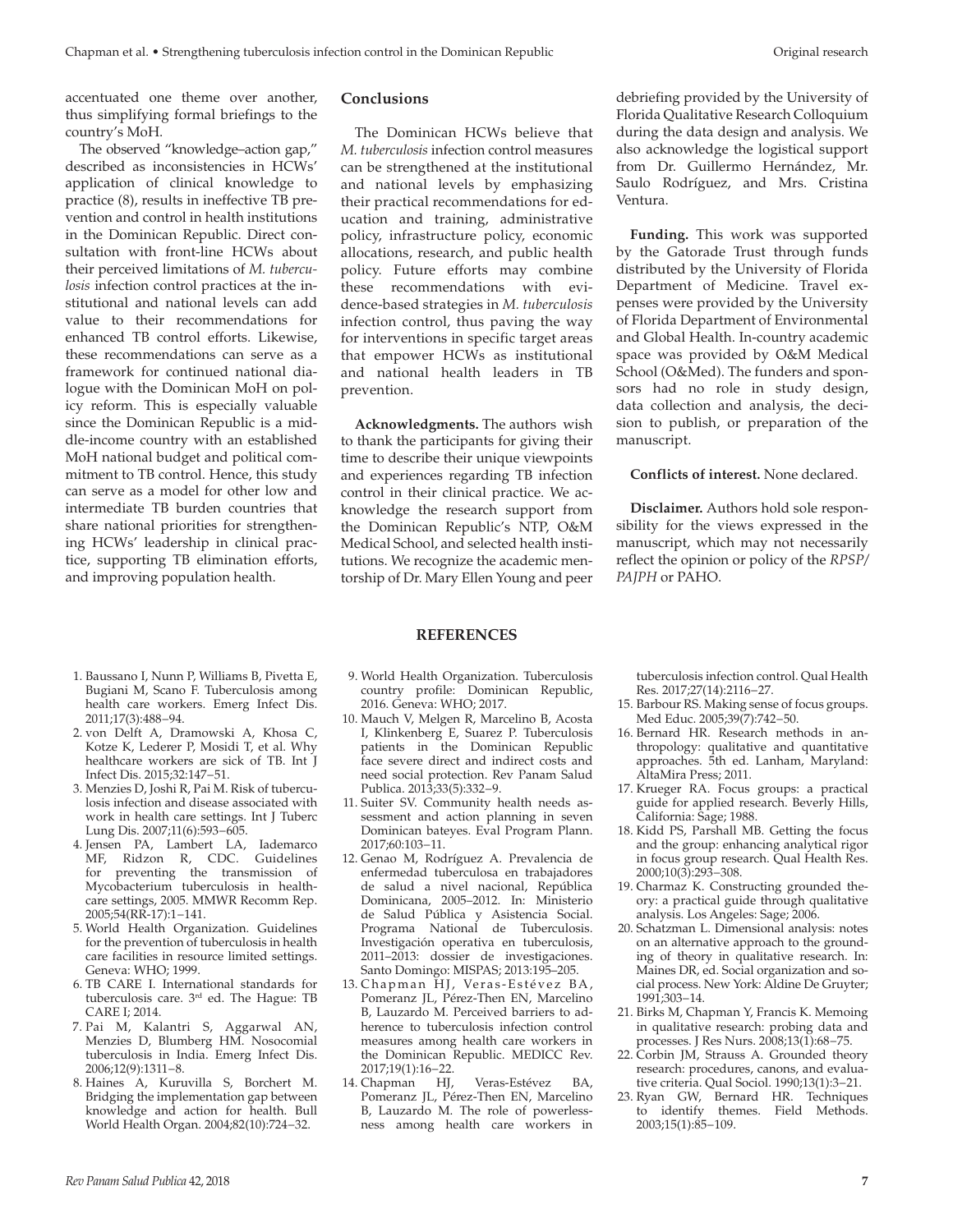accentuated one theme over another, thus simplifying formal briefings to the country's MoH.

The observed "knowledge–action gap," described as inconsistencies in HCWs' application of clinical knowledge to practice (8), results in ineffective TB prevention and control in health institutions in the Dominican Republic. Direct consultation with front-line HCWs about their perceived limitations of *M. tuberculosis* infection control practices at the institutional and national levels can add value to their recommendations for enhanced TB control efforts. Likewise, these recommendations can serve as a framework for continued national dialogue with the Dominican MoH on policy reform. This is especially valuable since the Dominican Republic is a middle-income country with an established MoH national budget and political commitment to TB control. Hence, this study can serve as a model for other low and intermediate TB burden countries that share national priorities for strengthening HCWs' leadership in clinical practice, supporting TB elimination efforts, and improving population health.

## Conclusions

The Dominican HCWs believe that *M. tuberculosis* infection control measures can be strengthened at the institutional and national levels by emphasizing their practical recommendations for education and training, administrative policy, infrastructure policy, economic allocations, research, and public health policy. Future efforts may combine these recommendations with evidence-based strategies in *M. tuberculosis* infection control, thus paving the way for interventions in specific target areas that empower HCWs as institutional and national health leaders in TB prevention.

**Acknowledgments.** The authors wish to thank the participants for giving their time to describe their unique viewpoints and experiences regarding TB infection control in their clinical practice. We acknowledge the research support from the Dominican Republic's NTP, O&M Medical School, and selected health institutions. We recognize the academic mentorship of Dr. Mary Ellen Young and peer debriefing provided by the University of Florida Qualitative Research Colloquium during the data design and analysis. We also acknowledge the logistical support from Dr. Guillermo Hernández, Mr. Saulo Rodríguez, and Mrs. Cristina Ventura.

**Funding.** This work was supported by the Gatorade Trust through funds distributed by the University of Florida Department of Medicine. Travel expenses were provided by the University of Florida Department of Environmental and Global Health. In-country academic space was provided by O&M Medical School (O&Med). The funders and sponsors had no role in study design, data collection and analysis, the decision to publish, or preparation of the manuscript.

**Conflicts of interest.** None declared.

**Disclaimer.** Authors hold sole responsibility for the views expressed in the manuscript, which may not necessarily reflect the opinion or policy of the *RPSP/PAJPH* or PAHO.

## REFERENCES

1. Baussano I, Nunn P, Williams B, Pivetta E, Bugiani M, Scano F. Tuberculosis among health care workers. Emerg Infect Dis. 2011;17(3):488–94.
2. von Delft A, Dramowski A, Khosa C, Kotze K, Lederer P, Mosidi T, et al. Why healthcare workers are sick of TB. Int J Infect Dis. 2015;32:147–51.
3. Menzies D, Joshi R, Pai M. Risk of tuberculosis infection and disease associated with work in health care settings. Int J Tuberc Lung Dis. 2007;11(6):593–605.
4. Jensen PA, Lambert LA, Iademarco MF, Ridzon R, CDC. Guidelines for preventing the transmission of Mycobacterium tuberculosis in health-care settings, 2005. MMWR Recomm Rep. 2005;54(RR-17):1–141.
5. World Health Organization. Guidelines for the prevention of tuberculosis in health care facilities in resource limited settings. Geneva: WHO; 1999.
6. TB CARE I. International standards for tuberculosis care. 3rd ed. The Hague: TB CARE I; 2014.
7. Pai M, Kalantri S, Aggarwal AN, Menzies D, Blumberg HM. Nosocomial tuberculosis in India. Emerg Infect Dis. 2006;12(9):1311–8.
8. Haines A, Kuruvilla S, Borchert M. Bridging the implementation gap between knowledge and action for health. Bull World Health Organ. 2004;82(10):724–32.
9. World Health Organization. Tuberculosis country profile: Dominican Republic, 2016. Geneva: WHO; 2017.
10. Mauch V, Melgen R, Marcelino B, Acosta I, Klinkenberg E, Suarez P. Tuberculosis patients in the Dominican Republic face severe direct and indirect costs and need social protection. Rev Panam Salud Publica. 2013;33(5):332–9.
11. Suiter SV. Community health needs assessment and action planning in seven Dominican bateyes. Eval Program Plann. 2017;60:103–11.
12. Genao M, Rodríguez A. Prevalencia de enfermedad tuberculosa en trabajadores de salud a nivel nacional, República Dominicana, 2005–2012. In: Ministerio de Salud Pública y Asistencia Social. Programa National de Tuberculosis. Investigación operativa en tuberculosis, 2011–2013: dossier de investigaciones. Santo Domingo: MISPAS; 2013:195–205.
13. Chapman HJ, Veras-Estévez BA, Pomeranz JL, Pérez-Then EN, Marcelino B, Lauzardo M. Perceived barriers to adherence to tuberculosis infection control measures among health care workers in the Dominican Republic. MEDICC Rev. 2017;19(1):16–22.
14. Chapman HJ, Veras-Estévez BA, Pomeranz JL, Pérez-Then EN, Marcelino B, Lauzardo M. The role of powerlessness among health care workers in tuberculosis infection control. Qual Health Res. 2017;27(14):2116–27.
15. Barbour RS. Making sense of focus groups. Med Educ. 2005;39(7):742–50.
16. Bernard HR. Research methods in anthropology: qualitative and quantitative approaches. 5th ed. Lanham, Maryland: AltaMira Press; 2011.
17. Krueger RA. Focus groups: a practical guide for applied research. Beverly Hills, California: Sage; 1988.
18. Kidd PS, Parshall MB. Getting the focus and the group: enhancing analytical rigor in focus group research. Qual Health Res. 2000;10(3):293–308.
19. Charmaz K. Constructing grounded theory: a practical guide through qualitative analysis. Los Angeles: Sage; 2006.
20. Schatzman L. Dimensional analysis: notes on an alternative approach to the grounding of theory in qualitative research. In: Maines DR, ed. Social organization and social process. New York: Aldine De Gruyter; 1991;303–14.
21. Birks M, Chapman Y, Francis K. Memoing in qualitative research: probing data and processes. J Res Nurs. 2008;13(1):68–75.
22. Corbin JM, Strauss A. Grounded theory research: procedures, canons, and evaluative criteria. Qual Sociol. 1990;13(1):3–21.
23. Ryan GW, Bernard HR. Techniques to identify themes. Field Methods. 2003;15(1):85–109.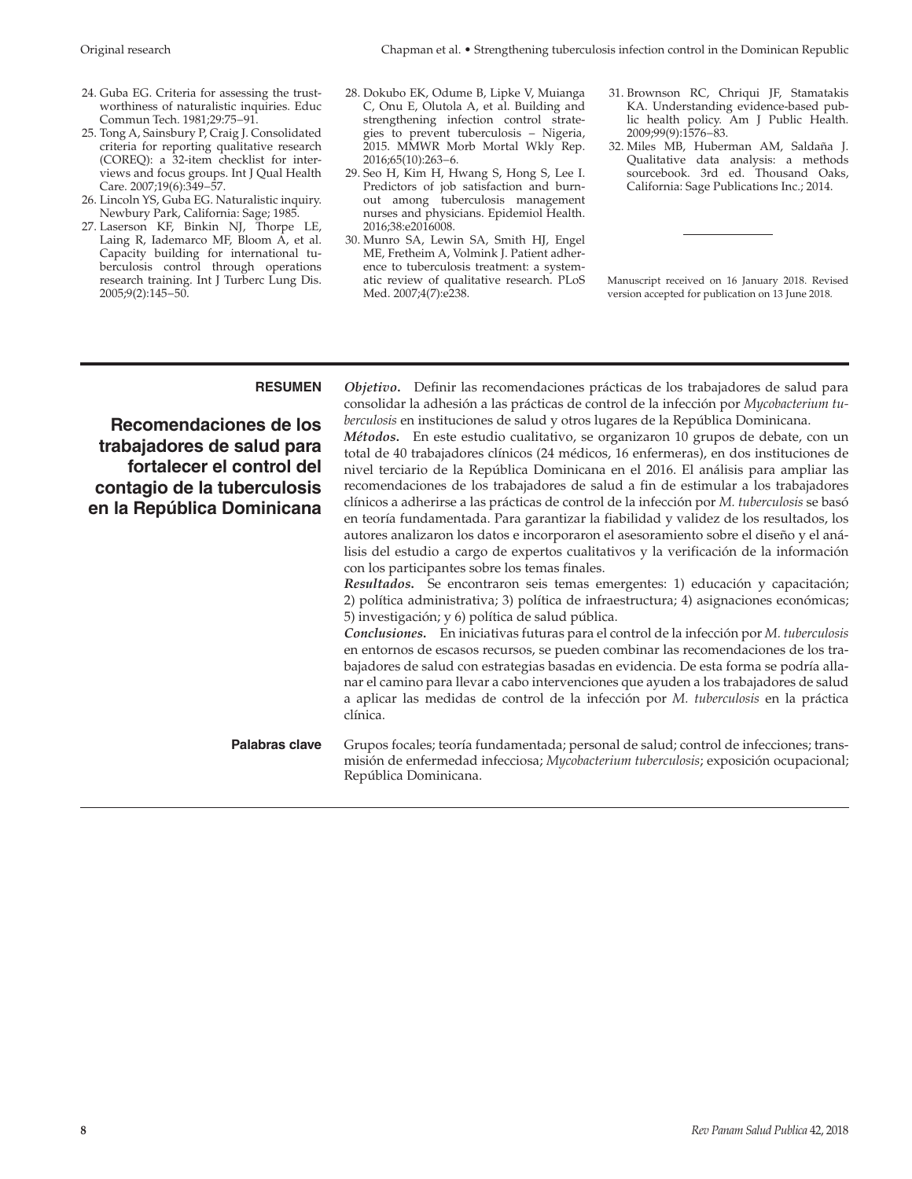24. Guba EG. Criteria for assessing the trustworthiness of naturalistic inquiries. Educ Commun Tech. 1981;29:75–91.
25. Tong A, Sainsbury P, Craig J. Consolidated criteria for reporting qualitative research (COREQ): a 32-item checklist for interviews and focus groups. Int J Qual Health Care. 2007;19(6):349–57.
26. Lincoln YS, Guba EG. Naturalistic inquiry. Newbury Park, California: Sage; 1985.
27. Laserson KF, Binkin NJ, Thorpe LE, Laing R, Iademarco MF, Bloom A, et al. Capacity building for international tuberculosis control through operations research training. Int J Turberc Lung Dis. 2005;9(2):145–50.
28. Dokubo EK, Odume B, Lipke V, Muianga C, Onu E, Olutola A, et al. Building and strengthening infection control strategies to prevent tuberculosis – Nigeria, 2015. MMWR Morb Mortal Wkly Rep. 2016;65(10):263–6.
29. Seo H, Kim H, Hwang S, Hong S, Lee I. Predictors of job satisfaction and burnout among tuberculosis management nurses and physicians. Epidemiol Health. 2016;38:e2016008.
30. Munro SA, Lewin SA, Smith HJ, Engel ME, Fretheim A, Volmink J. Patient adherence to tuberculosis treatment: a systematic review of qualitative research. PLoS Med. 2007;4(7):e238.
31. Brownson RC, Chriqui JF, Stamatakis KA. Understanding evidence-based public health policy. Am J Public Health. 2009;99(9):1576–83.
32. Miles MB, Huberman AM, Saldaña J. Qualitative data analysis: a methods sourcebook. 3rd ed. Thousand Oaks, California: Sage Publications Inc.; 2014.

Manuscript received on 16 January 2018. Revised version accepted for publication on 13 June 2018.

---

**RESUMEN**

## Recomendaciones de los trabajadores de salud para fortalecer el control del contagio de la tuberculosis en la República Dominicana

***Objetivo.*** Definir las recomendaciones prácticas de los trabajadores de salud para consolidar la adhesión a las prácticas de control de la infección por *Mycobacterium tuberculosis* en instituciones de salud y otros lugares de la República Dominicana.

***Métodos.*** En este estudio cualitativo, se organizaron 10 grupos de debate, con un total de 40 trabajadores clínicos (24 médicos, 16 enfermeras), en dos instituciones de nivel terciario de la República Dominicana en el 2016. El análisis para ampliar las recomendaciones de los trabajadores de salud a fin de estimular a los trabajadores clínicos a adherirse a las prácticas de control de la infección por *M. tuberculosis* se basó en teoría fundamentada. Para garantizar la fiabilidad y validez de los resultados, los autores analizaron los datos e incorporaron el asesoramiento sobre el diseño y el análisis del estudio a cargo de expertos cualitativos y la verificación de la información con los participantes sobre los temas finales.

***Resultados.*** Se encontraron seis temas emergentes: 1) educación y capacitación; 2) política administrativa; 3) política de infraestructura; 4) asignaciones económicas; 5) investigación; y 6) política de salud pública.

***Conclusiones.*** En iniciativas futuras para el control de la infección por *M. tuberculosis* en entornos de escasos recursos, se pueden combinar las recomendaciones de los trabajadores de salud con estrategias basadas en evidencia. De esta forma se podría allanar el camino para llevar a cabo intervenciones que ayuden a los trabajadores de salud a aplicar las medidas de control de la infección por *M. tuberculosis* en la práctica clínica.

**Palabras clave** Grupos focales; teoría fundamentada; personal de salud; control de infecciones; transmisión de enfermedad infecciosa; *Mycobacterium tuberculosis*; exposición ocupacional; República Dominicana.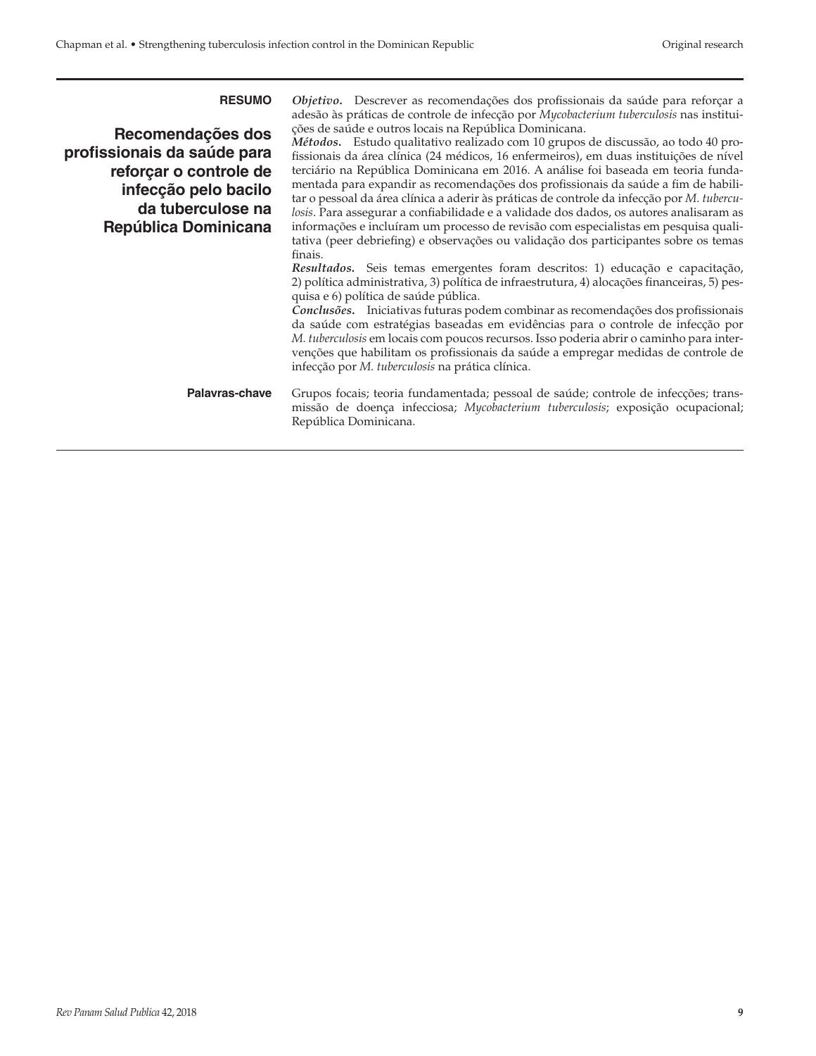## RESUMO

### Recomendações dos profissionais da saúde para reforçar o controle de infecção pelo bacilo da tuberculose na República Dominicana

***Objetivo.*** Descrever as recomendações dos profissionais da saúde para reforçar a adesão às práticas de controle de infecção por *Mycobacterium tuberculosis* nas instituições de saúde e outros locais na República Dominicana.

***Métodos.*** Estudo qualitativo realizado com 10 grupos de discussão, ao todo 40 profissionais da área clínica (24 médicos, 16 enfermeiros), em duas instituições de nível terciário na República Dominicana em 2016. A análise foi baseada em teoria fundamentada para expandir as recomendações dos profissionais da saúde a fim de habilitar o pessoal da área clínica a aderir às práticas de controle da infecção por *M. tuberculosis*. Para assegurar a confiabilidade e a validade dos dados, os autores analisaram as informações e incluíram um processo de revisão com especialistas em pesquisa qualitativa (peer debriefing) e observações ou validação dos participantes sobre os temas finais.

***Resultados.*** Seis temas emergentes foram descritos: 1) educação e capacitação, 2) política administrativa, 3) política de infraestrutura, 4) alocações financeiras, 5) pesquisa e 6) política de saúde pública.

***Conclusões.*** Iniciativas futuras podem combinar as recomendações dos profissionais da saúde com estratégias baseadas em evidências para o controle de infecção por *M. tuberculosis* em locais com poucos recursos. Isso poderia abrir o caminho para intervenções que habilitam os profissionais da saúde a empregar medidas de controle de infecção por *M. tuberculosis* na prática clínica.

**Palavras-chave** Grupos focais; teoria fundamentada; pessoal de saúde; controle de infecções; transmissão de doença infecciosa; *Mycobacterium tuberculosis*; exposição ocupacional; República Dominicana.